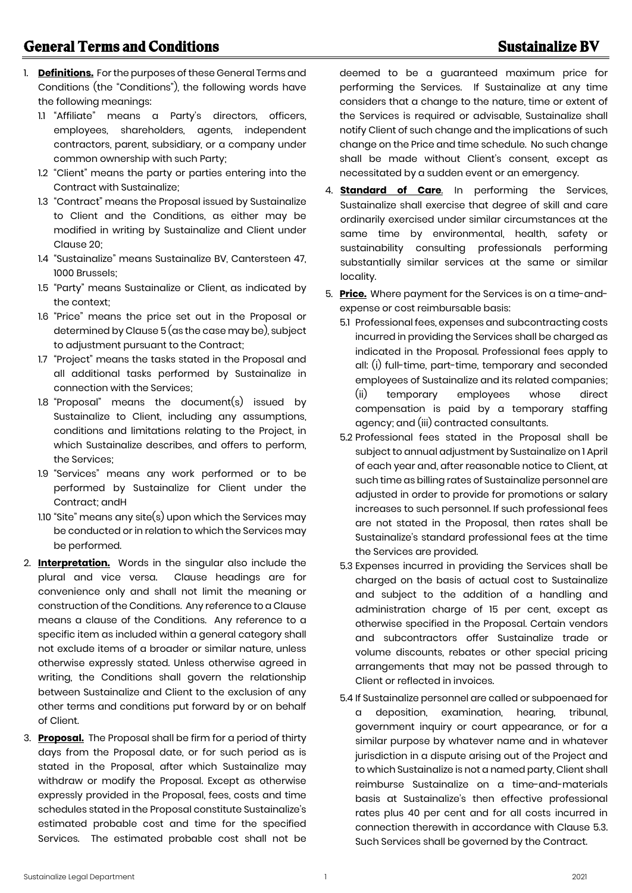# General Terms and Conditions

**Sustainalize BV**

1. **Definitions.** For the purposes of these General Terms and Conditions (the "Conditions"), the following words have the following meanings:
   1.1 "Affiliate" means a Party's directors, officers, employees, shareholders, agents, independent contractors, parent, subsidiary, or a company under common ownership with such Party;
   1.2 "Client" means the party or parties entering into the Contract with Sustainalize;
   1.3 "Contract" means the Proposal issued by Sustainalize to Client and the Conditions, as either may be modified in writing by Sustainalize and Client under Clause 20;
   1.4 "Sustainalize" means Sustainalize BV, Cantersteen 47, 1000 Brussels;
   1.5 "Party" means Sustainalize or Client, as indicated by the context;
   1.6 "Price" means the price set out in the Proposal or determined by Clause 5 (as the case may be), subject to adjustment pursuant to the Contract;
   1.7 "Project" means the tasks stated in the Proposal and all additional tasks performed by Sustainalize in connection with the Services;
   1.8 "Proposal" means the document(s) issued by Sustainalize to Client, including any assumptions, conditions and limitations relating to the Project, in which Sustainalize describes, and offers to perform, the Services;
   1.9 "Services" means any work performed or to be performed by Sustainalize for Client under the Contract; andH
   1.10 "Site" means any site(s) upon which the Services may be conducted or in relation to which the Services may be performed.
2. **Interpretation.** Words in the singular also include the plural and vice versa. Clause headings are for convenience only and shall not limit the meaning or construction of the Conditions. Any reference to a Clause means a clause of the Conditions. Any reference to a specific item as included within a general category shall not exclude items of a broader or similar nature, unless otherwise expressly stated. Unless otherwise agreed in writing, the Conditions shall govern the relationship between Sustainalize and Client to the exclusion of any other terms and conditions put forward by or on behalf of Client.
3. **Proposal.** The Proposal shall be firm for a period of thirty days from the Proposal date, or for such period as is stated in the Proposal, after which Sustainalize may withdraw or modify the Proposal. Except as otherwise expressly provided in the Proposal, fees, costs and time schedules stated in the Proposal constitute Sustainalize's estimated probable cost and time for the specified Services. The estimated probable cost shall not be deemed to be a guaranteed maximum price for performing the Services. If Sustainalize at any time considers that a change to the nature, time or extent of the Services is required or advisable, Sustainalize shall notify Client of such change and the implications of such change on the Price and time schedule. No such change shall be made without Client's consent, except as necessitated by a sudden event or an emergency.
4. **Standard of Care**. In performing the Services, Sustainalize shall exercise that degree of skill and care ordinarily exercised under similar circumstances at the same time by environmental, health, safety or sustainability consulting professionals performing substantially similar services at the same or similar locality.
5. **Price.** Where payment for the Services is on a time-and-expense or cost reimbursable basis:
   5.1 Professional fees, expenses and subcontracting costs incurred in providing the Services shall be charged as indicated in the Proposal. Professional fees apply to all: (i) full-time, part-time, temporary and seconded employees of Sustainalize and its related companies; (ii) temporary employees whose direct compensation is paid by a temporary staffing agency; and (iii) contracted consultants.
   5.2 Professional fees stated in the Proposal shall be subject to annual adjustment by Sustainalize on 1 April of each year and, after reasonable notice to Client, at such time as billing rates of Sustainalize personnel are adjusted in order to provide for promotions or salary increases to such personnel. If such professional fees are not stated in the Proposal, then rates shall be Sustainalize's standard professional fees at the time the Services are provided.
   5.3 Expenses incurred in providing the Services shall be charged on the basis of actual cost to Sustainalize and subject to the addition of a handling and administration charge of 15 per cent, except as otherwise specified in the Proposal. Certain vendors and subcontractors offer Sustainalize trade or volume discounts, rebates or other special pricing arrangements that may not be passed through to Client or reflected in invoices.
   5.4 If Sustainalize personnel are called or subpoenaed for a deposition, examination, hearing, tribunal, government inquiry or court appearance, or for a similar purpose by whatever name and in whatever jurisdiction in a dispute arising out of the Project and to which Sustainalize is not a named party, Client shall reimburse Sustainalize on a time-and-materials basis at Sustainalize's then effective professional rates plus 40 per cent and for all costs incurred in connection therewith in accordance with Clause 5.3. Such Services shall be governed by the Contract.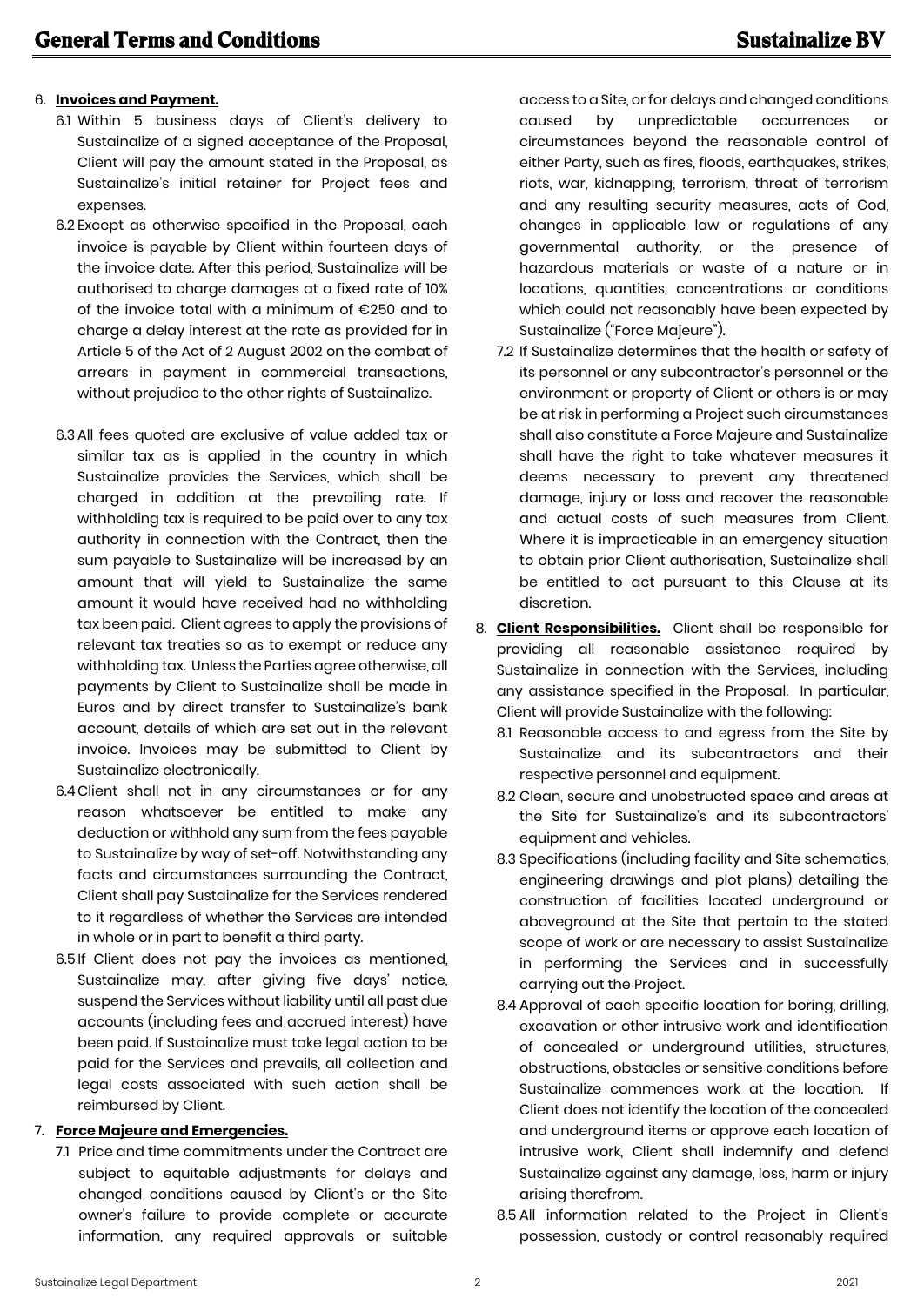6. **Invoices and Payment.**
   6.1 Within 5 business days of Client's delivery to Sustainalize of a signed acceptance of the Proposal, Client will pay the amount stated in the Proposal, as Sustainalize's initial retainer for Project fees and expenses.
   6.2 Except as otherwise specified in the Proposal, each invoice is payable by Client within fourteen days of the invoice date. After this period, Sustainalize will be authorised to charge damages at a fixed rate of 10% of the invoice total with a minimum of €250 and to charge a delay interest at the rate as provided for in Article 5 of the Act of 2 August 2002 on the combat of arrears in payment in commercial transactions, without prejudice to the other rights of Sustainalize.
   6.3 All fees quoted are exclusive of value added tax or similar tax as is applied in the country in which Sustainalize provides the Services, which shall be charged in addition at the prevailing rate. If withholding tax is required to be paid over to any tax authority in connection with the Contract, then the sum payable to Sustainalize will be increased by an amount that will yield to Sustainalize the same amount it would have received had no withholding tax been paid. Client agrees to apply the provisions of relevant tax treaties so as to exempt or reduce any withholding tax. Unless the Parties agree otherwise, all payments by Client to Sustainalize shall be made in Euros and by direct transfer to Sustainalize's bank account, details of which are set out in the relevant invoice. Invoices may be submitted to Client by Sustainalize electronically.
   6.4 Client shall not in any circumstances or for any reason whatsoever be entitled to make any deduction or withhold any sum from the fees payable to Sustainalize by way of set-off. Notwithstanding any facts and circumstances surrounding the Contract, Client shall pay Sustainalize for the Services rendered to it regardless of whether the Services are intended in whole or in part to benefit a third party.
   6.5 If Client does not pay the invoices as mentioned, Sustainalize may, after giving five days' notice, suspend the Services without liability until all past due accounts (including fees and accrued interest) have been paid. If Sustainalize must take legal action to be paid for the Services and prevails, all collection and legal costs associated with such action shall be reimbursed by Client.

7. **Force Majeure and Emergencies.**
   7.1 Price and time commitments under the Contract are subject to equitable adjustments for delays and changed conditions caused by Client's or the Site owner's failure to provide complete or accurate information, any required approvals or suitable access to a Site, or for delays and changed conditions caused by unpredictable occurrences or circumstances beyond the reasonable control of either Party, such as fires, floods, earthquakes, strikes, riots, war, kidnapping, terrorism, threat of terrorism and any resulting security measures, acts of God, changes in applicable law or regulations of any governmental authority, or the presence of hazardous materials or waste of a nature or in locations, quantities, concentrations or conditions which could not reasonably have been expected by Sustainalize ("Force Majeure").
   7.2 If Sustainalize determines that the health or safety of its personnel or any subcontractor's personnel or the environment or property of Client or others is or may be at risk in performing a Project such circumstances shall also constitute a Force Majeure and Sustainalize shall have the right to take whatever measures it deems necessary to prevent any threatened damage, injury or loss and recover the reasonable and actual costs of such measures from Client. Where it is impracticable in an emergency situation to obtain prior Client authorisation, Sustainalize shall be entitled to act pursuant to this Clause at its discretion.

8. **Client Responsibilities.** Client shall be responsible for providing all reasonable assistance required by Sustainalize in connection with the Services, including any assistance specified in the Proposal. In particular, Client will provide Sustainalize with the following:
   8.1 Reasonable access to and egress from the Site by Sustainalize and its subcontractors and their respective personnel and equipment.
   8.2 Clean, secure and unobstructed space and areas at the Site for Sustainalize's and its subcontractors' equipment and vehicles.
   8.3 Specifications (including facility and Site schematics, engineering drawings and plot plans) detailing the construction of facilities located underground or aboveground at the Site that pertain to the stated scope of work or are necessary to assist Sustainalize in performing the Services and in successfully carrying out the Project.
   8.4 Approval of each specific location for boring, drilling, excavation or other intrusive work and identification of concealed or underground utilities, structures, obstructions, obstacles or sensitive conditions before Sustainalize commences work at the location. If Client does not identify the location of the concealed and underground items or approve each location of intrusive work, Client shall indemnify and defend Sustainalize against any damage, loss, harm or injury arising therefrom.
   8.5 All information related to the Project in Client's possession, custody or control reasonably required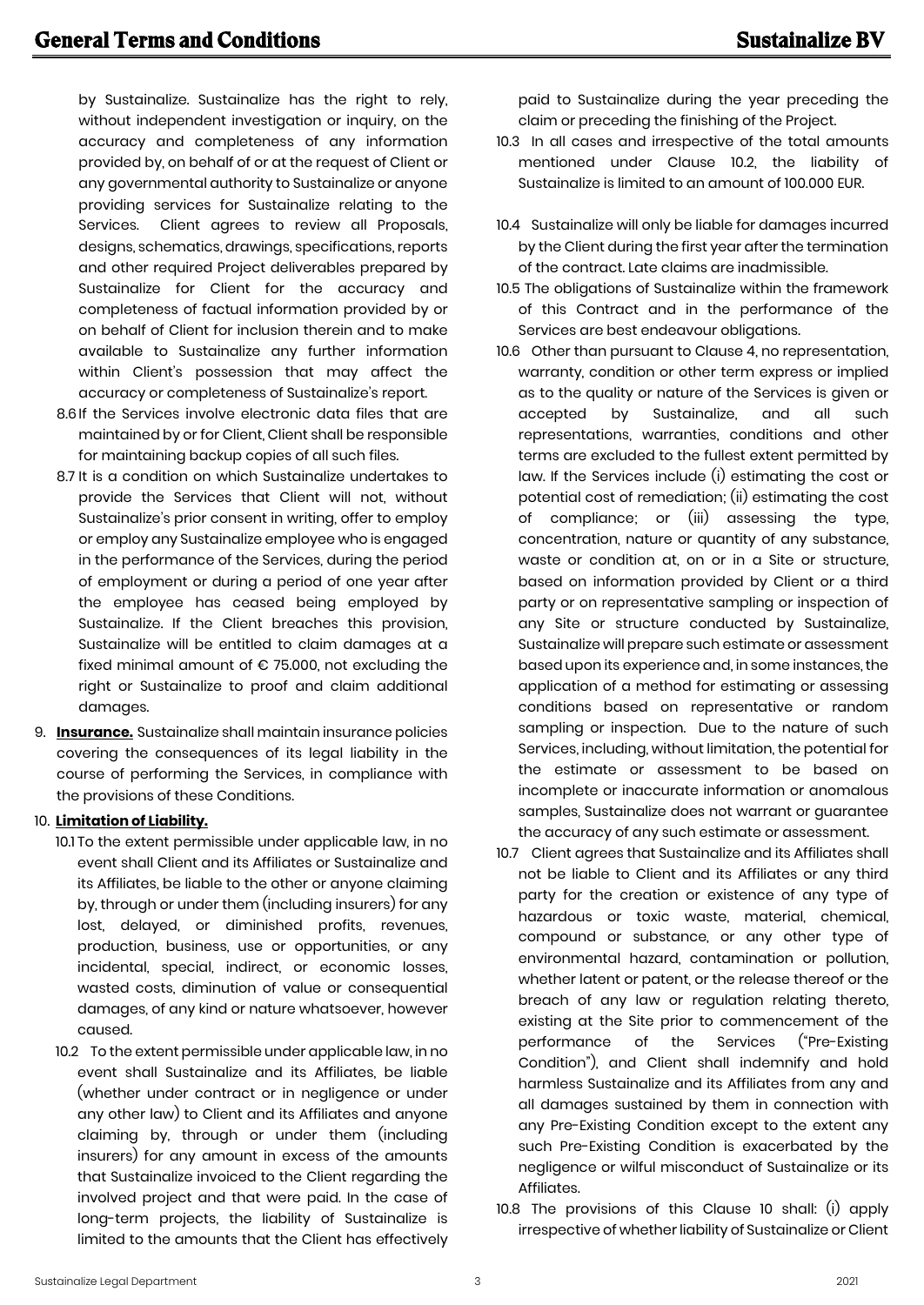by Sustainalize. Sustainalize has the right to rely, without independent investigation or inquiry, on the accuracy and completeness of any information provided by, on behalf of or at the request of Client or any governmental authority to Sustainalize or anyone providing services for Sustainalize relating to the Services. Client agrees to review all Proposals, designs, schematics, drawings, specifications, reports and other required Project deliverables prepared by Sustainalize for Client for the accuracy and completeness of factual information provided by or on behalf of Client for inclusion therein and to make available to Sustainalize any further information within Client's possession that may affect the accuracy or completeness of Sustainalize's report.

8.6 If the Services involve electronic data files that are maintained by or for Client, Client shall be responsible for maintaining backup copies of all such files.

8.7 It is a condition on which Sustainalize undertakes to provide the Services that Client will not, without Sustainalize's prior consent in writing, offer to employ or employ any Sustainalize employee who is engaged in the performance of the Services, during the period of employment or during a period of one year after the employee has ceased being employed by Sustainalize. If the Client breaches this provision, Sustainalize will be entitled to claim damages at a fixed minimal amount of € 75.000, not excluding the right or Sustainalize to proof and claim additional damages.

9. **Insurance.** Sustainalize shall maintain insurance policies covering the consequences of its legal liability in the course of performing the Services, in compliance with the provisions of these Conditions.

10. **Limitation of Liability.**

10.1 To the extent permissible under applicable law, in no event shall Client and its Affiliates or Sustainalize and its Affiliates, be liable to the other or anyone claiming by, through or under them (including insurers) for any lost, delayed, or diminished profits, revenues, production, business, use or opportunities, or any incidental, special, indirect, or economic losses, wasted costs, diminution of value or consequential damages, of any kind or nature whatsoever, however caused.

10.2 To the extent permissible under applicable law, in no event shall Sustainalize and its Affiliates, be liable (whether under contract or in negligence or under any other law) to Client and its Affiliates and anyone claiming by, through or under them (including insurers) for any amount in excess of the amounts that Sustainalize invoiced to the Client regarding the involved project and that were paid. In the case of long-term projects, the liability of Sustainalize is limited to the amounts that the Client has effectively paid to Sustainalize during the year preceding the claim or preceding the finishing of the Project.

10.3 In all cases and irrespective of the total amounts mentioned under Clause 10.2, the liability of Sustainalize is limited to an amount of 100.000 EUR.

10.4 Sustainalize will only be liable for damages incurred by the Client during the first year after the termination of the contract. Late claims are inadmissible.

10.5 The obligations of Sustainalize within the framework of this Contract and in the performance of the Services are best endeavour obligations.

10.6 Other than pursuant to Clause 4, no representation, warranty, condition or other term express or implied as to the quality or nature of the Services is given or accepted by Sustainalize, and all such representations, warranties, conditions and other terms are excluded to the fullest extent permitted by law. If the Services include (i) estimating the cost or potential cost of remediation; (ii) estimating the cost of compliance; or (iii) assessing the type, concentration, nature or quantity of any substance, waste or condition at, on or in a Site or structure, based on information provided by Client or a third party or on representative sampling or inspection of any Site or structure conducted by Sustainalize, Sustainalize will prepare such estimate or assessment based upon its experience and, in some instances, the application of a method for estimating or assessing conditions based on representative or random sampling or inspection. Due to the nature of such Services, including, without limitation, the potential for the estimate or assessment to be based on incomplete or inaccurate information or anomalous samples, Sustainalize does not warrant or guarantee the accuracy of any such estimate or assessment.

10.7 Client agrees that Sustainalize and its Affiliates shall not be liable to Client and its Affiliates or any third party for the creation or existence of any type of hazardous or toxic waste, material, chemical, compound or substance, or any other type of environmental hazard, contamination or pollution, whether latent or patent, or the release thereof or the breach of any law or regulation relating thereto, existing at the Site prior to commencement of the performance of the Services ("Pre-Existing Condition"), and Client shall indemnify and hold harmless Sustainalize and its Affiliates from any and all damages sustained by them in connection with any Pre-Existing Condition except to the extent any such Pre-Existing Condition is exacerbated by the negligence or wilful misconduct of Sustainalize or its Affiliates.

10.8 The provisions of this Clause 10 shall: (i) apply irrespective of whether liability of Sustainalize or Client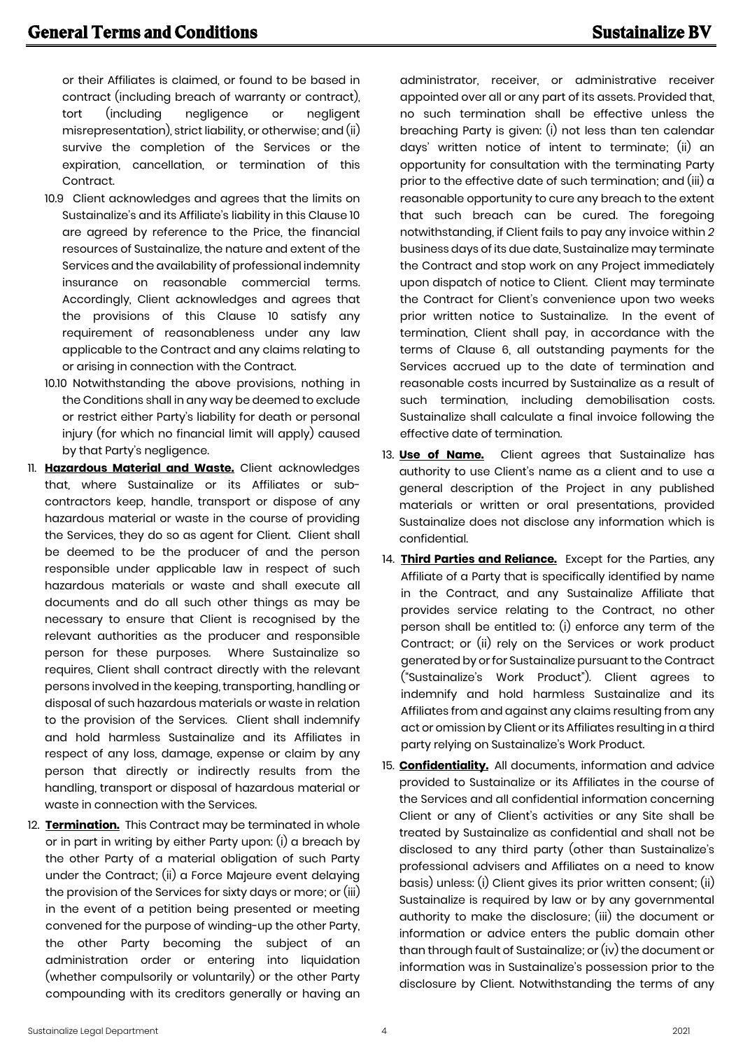or their Affiliates is claimed, or found to be based in contract (including breach of warranty or contract), tort (including negligence or negligent misrepresentation), strict liability, or otherwise; and (ii) survive the completion of the Services or the expiration, cancellation, or termination of this Contract.

10.9 Client acknowledges and agrees that the limits on Sustainalize's and its Affiliate's liability in this Clause 10 are agreed by reference to the Price, the financial resources of Sustainalize, the nature and extent of the Services and the availability of professional indemnity insurance on reasonable commercial terms. Accordingly, Client acknowledges and agrees that the provisions of this Clause 10 satisfy any requirement of reasonableness under any law applicable to the Contract and any claims relating to or arising in connection with the Contract.

10.10 Notwithstanding the above provisions, nothing in the Conditions shall in any way be deemed to exclude or restrict either Party's liability for death or personal injury (for which no financial limit will apply) caused by that Party's negligence.

11. **Hazardous Material and Waste.** Client acknowledges that, where Sustainalize or its Affiliates or sub-contractors keep, handle, transport or dispose of any hazardous material or waste in the course of providing the Services, they do so as agent for Client. Client shall be deemed to be the producer of and the person responsible under applicable law in respect of such hazardous materials or waste and shall execute all documents and do all such other things as may be necessary to ensure that Client is recognised by the relevant authorities as the producer and responsible person for these purposes. Where Sustainalize so requires, Client shall contract directly with the relevant persons involved in the keeping, transporting, handling or disposal of such hazardous materials or waste in relation to the provision of the Services. Client shall indemnify and hold harmless Sustainalize and its Affiliates in respect of any loss, damage, expense or claim by any person that directly or indirectly results from the handling, transport or disposal of hazardous material or waste in connection with the Services.

12. **Termination.** This Contract may be terminated in whole or in part in writing by either Party upon: (i) a breach by the other Party of a material obligation of such Party under the Contract; (ii) a Force Majeure event delaying the provision of the Services for sixty days or more; or (iii) in the event of a petition being presented or meeting convened for the purpose of winding-up the other Party, the other Party becoming the subject of an administration order or entering into liquidation (whether compulsorily or voluntarily) or the other Party compounding with its creditors generally or having an administrator, receiver, or administrative receiver appointed over all or any part of its assets. Provided that, no such termination shall be effective unless the breaching Party is given: (i) not less than ten calendar days' written notice of intent to terminate; (ii) an opportunity for consultation with the terminating Party prior to the effective date of such termination; and (iii) a reasonable opportunity to cure any breach to the extent that such breach can be cured. The foregoing notwithstanding, if Client fails to pay any invoice within *2* business days of its due date, Sustainalize may terminate the Contract and stop work on any Project immediately upon dispatch of notice to Client. Client may terminate the Contract for Client's convenience upon two weeks prior written notice to Sustainalize. In the event of termination, Client shall pay, in accordance with the terms of Clause 6, all outstanding payments for the Services accrued up to the date of termination and reasonable costs incurred by Sustainalize as a result of such termination, including demobilisation costs. Sustainalize shall calculate a final invoice following the effective date of termination.

13. **Use of Name.** Client agrees that Sustainalize has authority to use Client's name as a client and to use a general description of the Project in any published materials or written or oral presentations, provided Sustainalize does not disclose any information which is confidential.

14. **Third Parties and Reliance.** Except for the Parties, any Affiliate of a Party that is specifically identified by name in the Contract, and any Sustainalize Affiliate that provides service relating to the Contract, no other person shall be entitled to: (i) enforce any term of the Contract; or (ii) rely on the Services or work product generated by or for Sustainalize pursuant to the Contract ("Sustainalize's Work Product"). Client agrees to indemnify and hold harmless Sustainalize and its Affiliates from and against any claims resulting from any act or omission by Client or its Affiliates resulting in a third party relying on Sustainalize's Work Product.

15. **Confidentiality.** All documents, information and advice provided to Sustainalize or its Affiliates in the course of the Services and all confidential information concerning Client or any of Client's activities or any Site shall be treated by Sustainalize as confidential and shall not be disclosed to any third party (other than Sustainalize's professional advisers and Affiliates on a need to know basis) unless: (i) Client gives its prior written consent; (ii) Sustainalize is required by law or by any governmental authority to make the disclosure; (iii) the document or information or advice enters the public domain other than through fault of Sustainalize; or (iv) the document or information was in Sustainalize's possession prior to the disclosure by Client. Notwithstanding the terms of any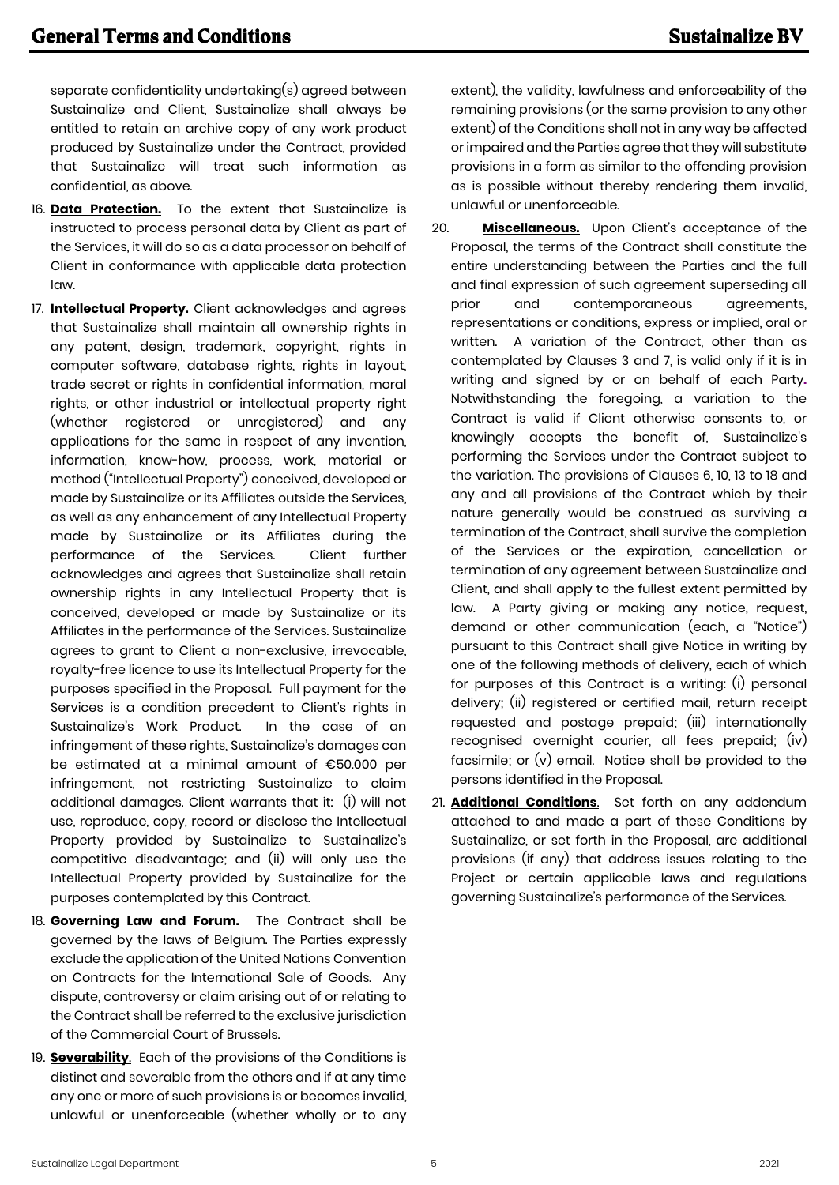separate confidentiality undertaking(s) agreed between Sustainalize and Client, Sustainalize shall always be entitled to retain an archive copy of any work product produced by Sustainalize under the Contract, provided that Sustainalize will treat such information as confidential, as above.

16. **Data Protection.** To the extent that Sustainalize is instructed to process personal data by Client as part of the Services, it will do so as a data processor on behalf of Client in conformance with applicable data protection law.

17. **Intellectual Property.** Client acknowledges and agrees that Sustainalize shall maintain all ownership rights in any patent, design, trademark, copyright, rights in computer software, database rights, rights in layout, trade secret or rights in confidential information, moral rights, or other industrial or intellectual property right (whether registered or unregistered) and any applications for the same in respect of any invention, information, know-how, process, work, material or method ("Intellectual Property") conceived, developed or made by Sustainalize or its Affiliates outside the Services, as well as any enhancement of any Intellectual Property made by Sustainalize or its Affiliates during the performance of the Services. Client further acknowledges and agrees that Sustainalize shall retain ownership rights in any Intellectual Property that is conceived, developed or made by Sustainalize or its Affiliates in the performance of the Services. Sustainalize agrees to grant to Client a non-exclusive, irrevocable, royalty-free licence to use its Intellectual Property for the purposes specified in the Proposal. Full payment for the Services is a condition precedent to Client's rights in Sustainalize's Work Product. In the case of an infringement of these rights, Sustainalize's damages can be estimated at a minimal amount of €50.000 per infringement, not restricting Sustainalize to claim additional damages. Client warrants that it: (i) will not use, reproduce, copy, record or disclose the Intellectual Property provided by Sustainalize to Sustainalize's competitive disadvantage; and (ii) will only use the Intellectual Property provided by Sustainalize for the purposes contemplated by this Contract.

18. **Governing Law and Forum.** The Contract shall be governed by the laws of Belgium. The Parties expressly exclude the application of the United Nations Convention on Contracts for the International Sale of Goods. Any dispute, controversy or claim arising out of or relating to the Contract shall be referred to the exclusive jurisdiction of the Commercial Court of Brussels.

19. **Severability**. Each of the provisions of the Conditions is distinct and severable from the others and if at any time any one or more of such provisions is or becomes invalid, unlawful or unenforceable (whether wholly or to any extent), the validity, lawfulness and enforceability of the remaining provisions (or the same provision to any other extent) of the Conditions shall not in any way be affected or impaired and the Parties agree that they will substitute provisions in a form as similar to the offending provision as is possible without thereby rendering them invalid, unlawful or unenforceable.

20. **Miscellaneous.** Upon Client's acceptance of the Proposal, the terms of the Contract shall constitute the entire understanding between the Parties and the full and final expression of such agreement superseding all prior and contemporaneous agreements, representations or conditions, express or implied, oral or written. A variation of the Contract, other than as contemplated by Clauses 3 and 7, is valid only if it is in writing and signed by or on behalf of each Party**.** Notwithstanding the foregoing, a variation to the Contract is valid if Client otherwise consents to, or knowingly accepts the benefit of, Sustainalize's performing the Services under the Contract subject to the variation. The provisions of Clauses 6, 10, 13 to 18 and any and all provisions of the Contract which by their nature generally would be construed as surviving a termination of the Contract, shall survive the completion of the Services or the expiration, cancellation or termination of any agreement between Sustainalize and Client, and shall apply to the fullest extent permitted by law. A Party giving or making any notice, request, demand or other communication (each, a "Notice") pursuant to this Contract shall give Notice in writing by one of the following methods of delivery, each of which for purposes of this Contract is a writing: (i) personal delivery; (ii) registered or certified mail, return receipt requested and postage prepaid; (iii) internationally recognised overnight courier, all fees prepaid; (iv) facsimile; or (v) email. Notice shall be provided to the persons identified in the Proposal.

21. **Additional Conditions**. Set forth on any addendum attached to and made a part of these Conditions by Sustainalize, or set forth in the Proposal, are additional provisions (if any) that address issues relating to the Project or certain applicable laws and regulations governing Sustainalize's performance of the Services.